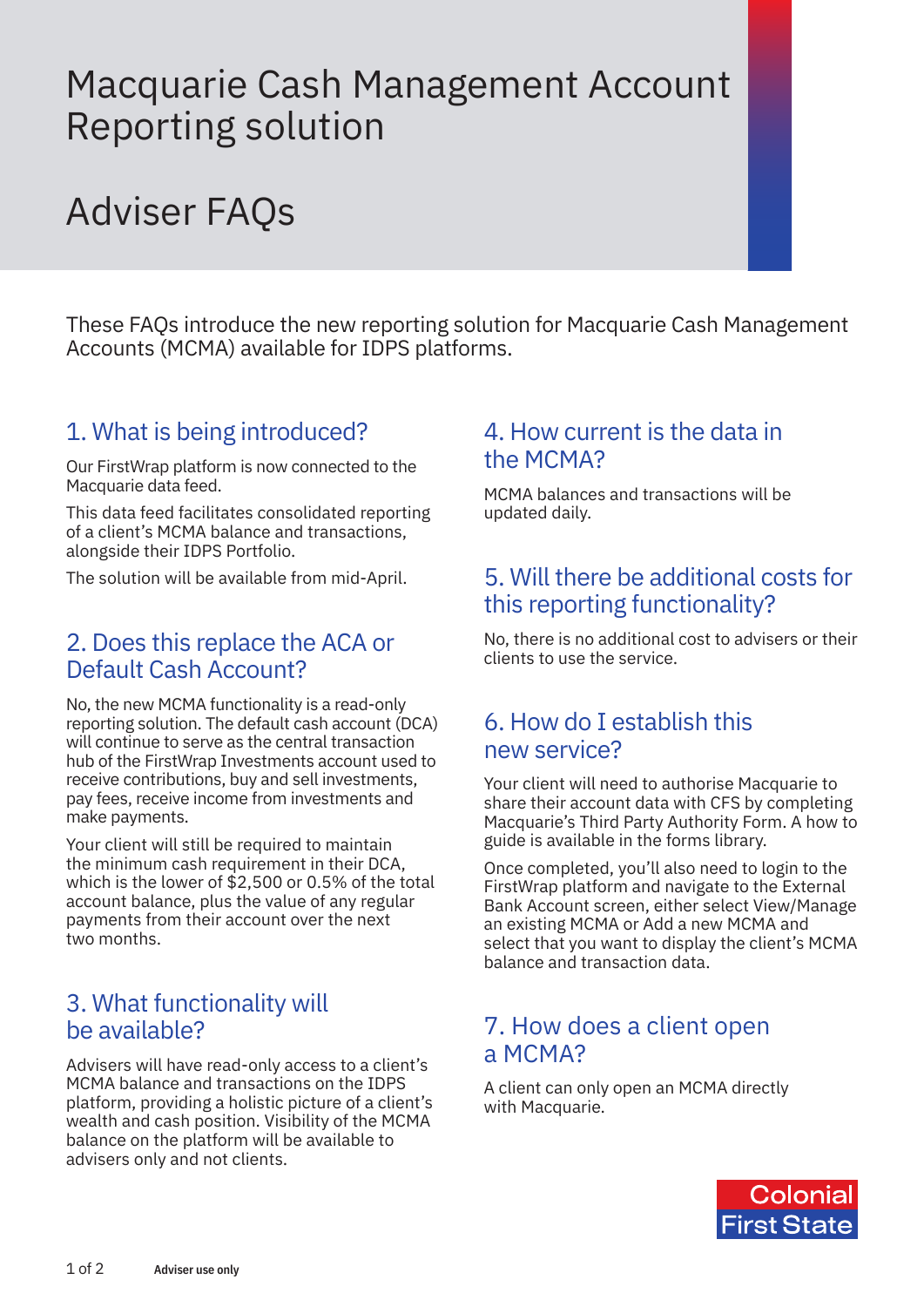# Macquarie Cash Management Account Reporting solution

# Adviser FAQs

These FAQs introduce the new reporting solution for Macquarie Cash Management Accounts (MCMA) available for IDPS platforms.

## 1. What is being introduced?

Our FirstWrap platform is now connected to the Macquarie data feed.

This data feed facilitates consolidated reporting of a client's MCMA balance and transactions, alongside their IDPS Portfolio.

The solution will be available from mid-April.

## 2. Does this replace the ACA or Default Cash Account?

No, the new MCMA functionality is a read-only reporting solution. The default cash account (DCA) will continue to serve as the central transaction hub of the FirstWrap Investments account used to receive contributions, buy and sell investments, pay fees, receive income from investments and make payments.

Your client will still be required to maintain the minimum cash requirement in their DCA, which is the lower of $2,500 or 0.5% of the total account balance, plus the value of any regular payments from their account over the next two months.

## 3. What functionality will be available?

Advisers will have read-only access to a client's MCMA balance and transactions on the IDPS platform, providing a holistic picture of a client's wealth and cash position. Visibility of the MCMA balance on the platform will be available to advisers only and not clients.

## 4. How current is the data in the MCMA?

MCMA balances and transactions will be updated daily.

## 5. Will there be additional costs for this reporting functionality?

No, there is no additional cost to advisers or their clients to use the service.

## 6. How do I establish this new service?

Your client will need to authorise Macquarie to share their account data with CFS by completing Macquarie's Third Party Authority Form. A how to guide is available in the forms library.

Once completed, you'll also need to login to the FirstWrap platform and navigate to the External Bank Account screen, either select View/Manage an existing MCMA or Add a new MCMA and select that you want to display the client's MCMA balance and transaction data.

## 7. How does a client open a MCMA?

A client can only open an MCMA directly with Macquarie.

Colonial First State

Adviser use only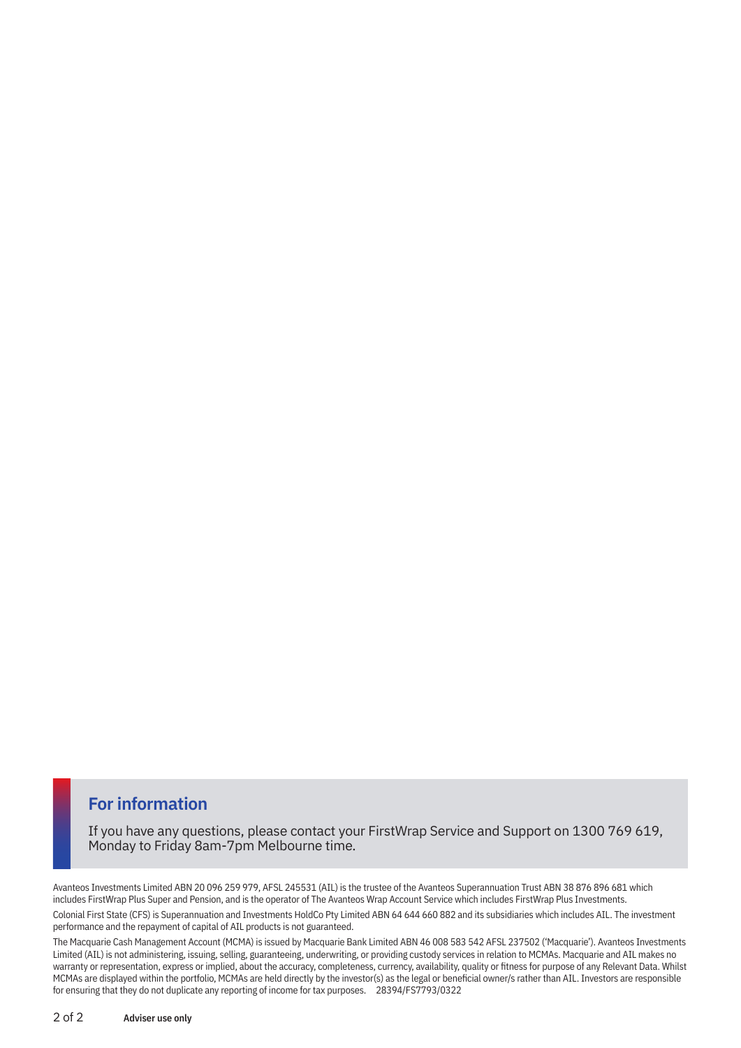## For information

If you have any questions, please contact your FirstWrap Service and Support on 1300 769 619, Monday to Friday 8am-7pm Melbourne time.

Avanteos Investments Limited ABN 20 096 259 979, AFSL 245531 (AIL) is the trustee of the Avanteos Superannuation Trust ABN 38 876 896 681 which includes FirstWrap Plus Super and Pension, and is the operator of The Avanteos Wrap Account Service which includes FirstWrap Plus Investments.

Colonial First State (CFS) is Superannuation and Investments HoldCo Pty Limited ABN 64 644 660 882 and its subsidiaries which includes AIL. The investment performance and the repayment of capital of AIL products is not guaranteed.

The Macquarie Cash Management Account (MCMA) is issued by Macquarie Bank Limited ABN 46 008 583 542 AFSL 237502 ('Macquarie'). Avanteos Investments Limited (AIL) is not administering, issuing, selling, guaranteeing, underwriting, or providing custody services in relation to MCMAs. Macquarie and AIL makes no warranty or representation, express or implied, about the accuracy, completeness, currency, availability, quality or fitness for purpose of any Relevant Data. Whilst MCMAs are displayed within the portfolio, MCMAs are held directly by the investor(s) as the legal or beneficial owner/s rather than AIL. Investors are responsible for ensuring that they do not duplicate any reporting of income for tax purposes. 28394/FS7793/0322

**Adviser use only**